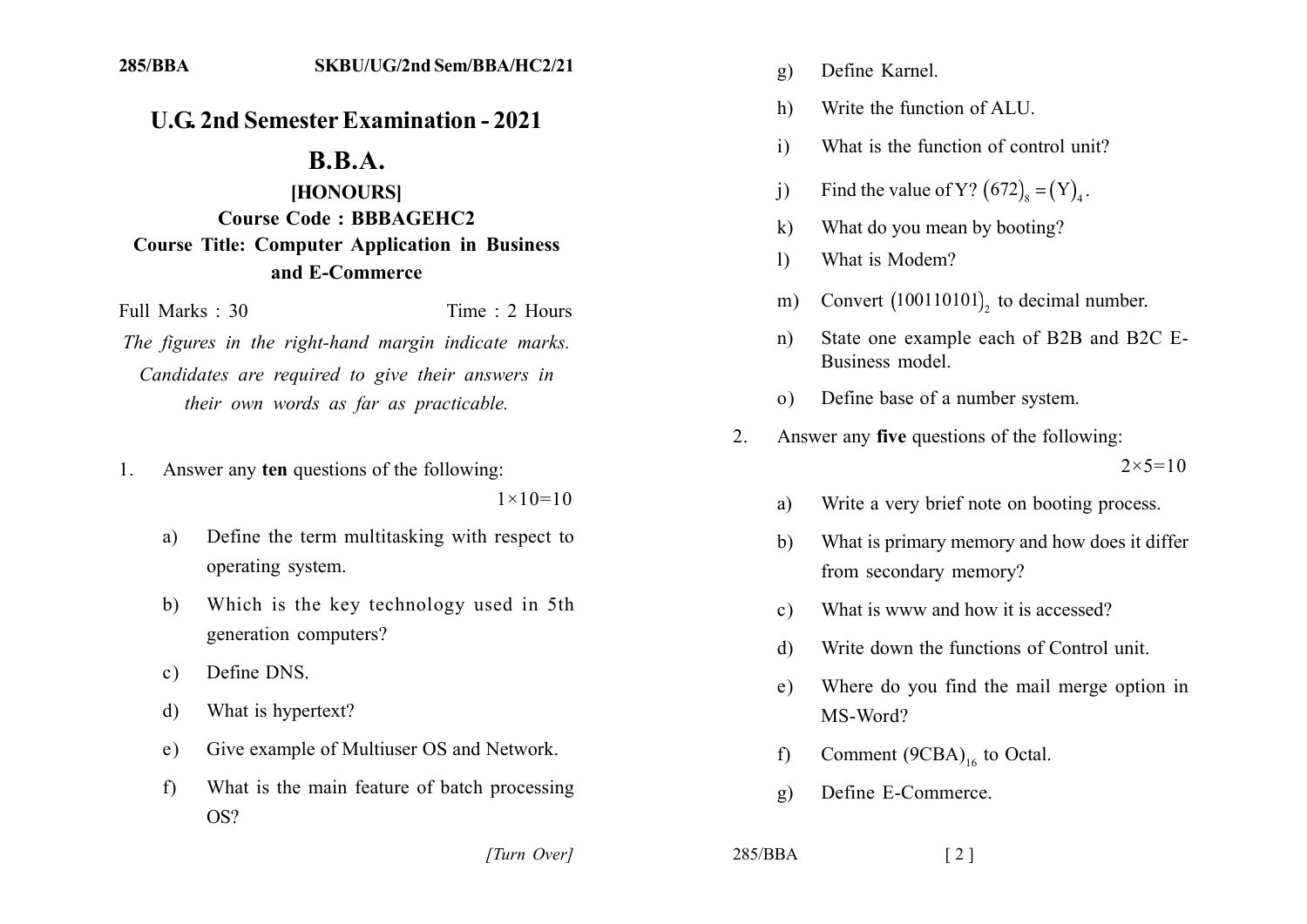285/BBA SKBU/UG/2nd Sem/BBA/HC2/21

# U.G. 2nd Semester Examination - 2021

# B.B.A.

## [HONOURS]

### Course Code : BBBAGEHC2

### Course Title: Computer Application in Business and E-Commerce

Full Marks : 30 Time : 2 Hours

*The figures in the right-hand margin indicate marks. Candidates are required to give their answers in their own words as far as practicable.*

1. Answer any **ten** questions of the following: $1\times10=10$

   a) Define the term multitasking with respect to operating system.

   b) Which is the key technology used in 5th generation computers?

   c) Define DNS.

   d) What is hypertext?

   e) Give example of Multiuser OS and Network.

   f) What is the main feature of batch processing OS?

   g) Define Karnel.

   h) Write the function of ALU.

   i) What is the function of control unit?

   j) Find the value of Y? $(672)_8 = (Y)_4$.

   k) What do you mean by booting?

   l) What is Modem?

   m) Convert $(100110101)_2$ to decimal number.

   n) State one example each of B2B and B2C E-Business model.

   o) Define base of a number system.

2. Answer any **five** questions of the following: $2\times5=10$

   a) Write a very brief note on booting process.

   b) What is primary memory and how does it differ from secondary memory?

   c) What is www and how it is accessed?

   d) Write down the functions of Control unit.

   e) Where do you find the mail merge option in MS-Word?

   f) Comment $(9CBA)_{16}$ to Octal.

   g) Define E-Commerce.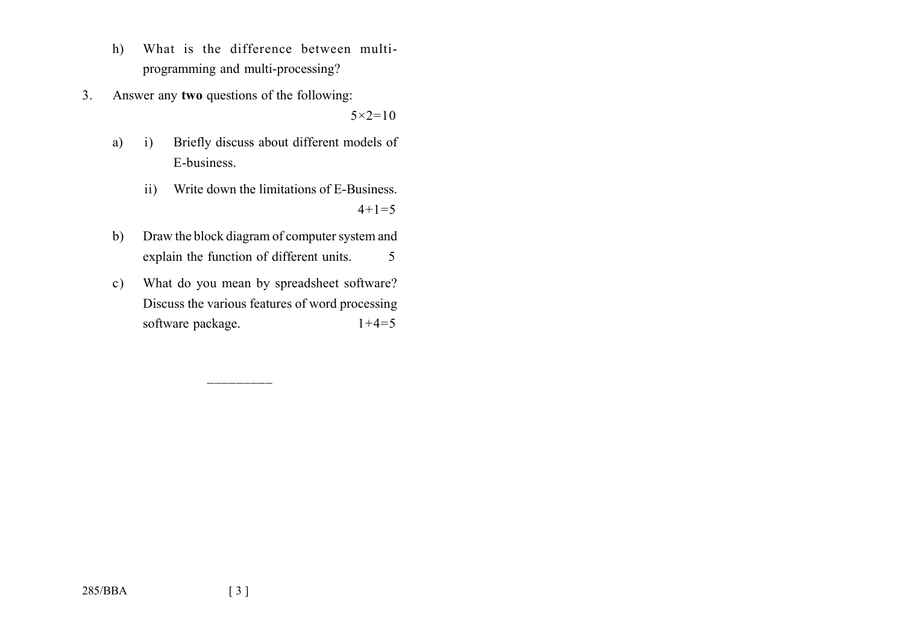h) What is the difference between multi-programming and multi-processing?

3. Answer any **two** questions of the following: 5×2=10

a) i) Briefly discuss about different models of E-business.

ii) Write down the limitations of E-Business. 4+1=5

b) Draw the block diagram of computer system and explain the function of different units. 5

c) What do you mean by spreadsheet software? Discuss the various features of word processing software package. 1+4=5

―――――――

285/BBA